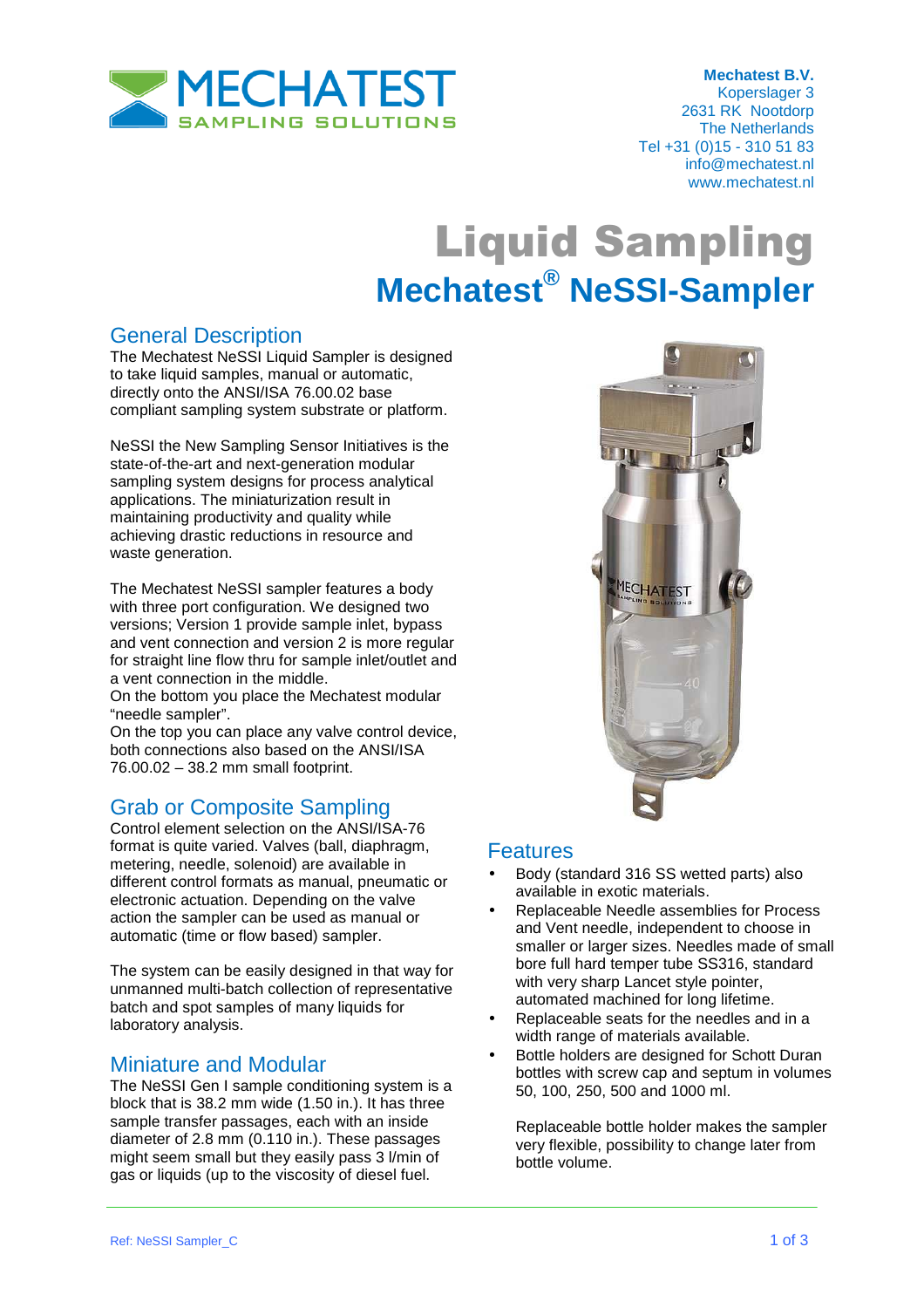**Mechatest B.V.**
Koperslager 3
2631 RK Nootdorp
The Netherlands
Tel +31 (0)15 - 310 51 83
info@mechatest.nl
www.mechatest.nl

# Liquid Sampling

# Mechatest® NeSSI-Sampler

## General Description

The Mechatest NeSSI Liquid Sampler is designed to take liquid samples, manual or automatic, directly onto the ANSI/ISA 76.00.02 base compliant sampling system substrate or platform.

NeSSI the New Sampling Sensor Initiatives is the state-of-the-art and next-generation modular sampling system designs for process analytical applications. The miniaturization result in maintaining productivity and quality while achieving drastic reductions in resource and waste generation.

The Mechatest NeSSI sampler features a body with three port configuration. We designed two versions; Version 1 provide sample inlet, bypass and vent connection and version 2 is more regular for straight line flow thru for sample inlet/outlet and a vent connection in the middle.
On the bottom you place the Mechatest modular "needle sampler".
On the top you can place any valve control device, both connections also based on the ANSI/ISA 76.00.02 – 38.2 mm small footprint.

## Grab or Composite Sampling

Control element selection on the ANSI/ISA-76 format is quite varied. Valves (ball, diaphragm, metering, needle, solenoid) are available in different control formats as manual, pneumatic or electronic actuation. Depending on the valve action the sampler can be used as manual or automatic (time or flow based) sampler.

The system can be easily designed in that way for unmanned multi-batch collection of representative batch and spot samples of many liquids for laboratory analysis.

## Miniature and Modular

The NeSSI Gen I sample conditioning system is a block that is 38.2 mm wide (1.50 in.). It has three sample transfer passages, each with an inside diameter of 2.8 mm (0.110 in.). These passages might seem small but they easily pass 3 l/min of gas or liquids (up to the viscosity of diesel fuel.

## Features

- Body (standard 316 SS wetted parts) also available in exotic materials.
- Replaceable Needle assemblies for Process and Vent needle, independent to choose in smaller or larger sizes. Needles made of small bore full hard temper tube SS316, standard with very sharp Lancet style pointer, automated machined for long lifetime.
- Replaceable seats for the needles and in a width range of materials available.
- Bottle holders are designed for Schott Duran bottles with screw cap and septum in volumes 50, 100, 250, 500 and 1000 ml.

  Replaceable bottle holder makes the sampler very flexible, possibility to change later from bottle volume.

Ref: NeSSI Sampler_C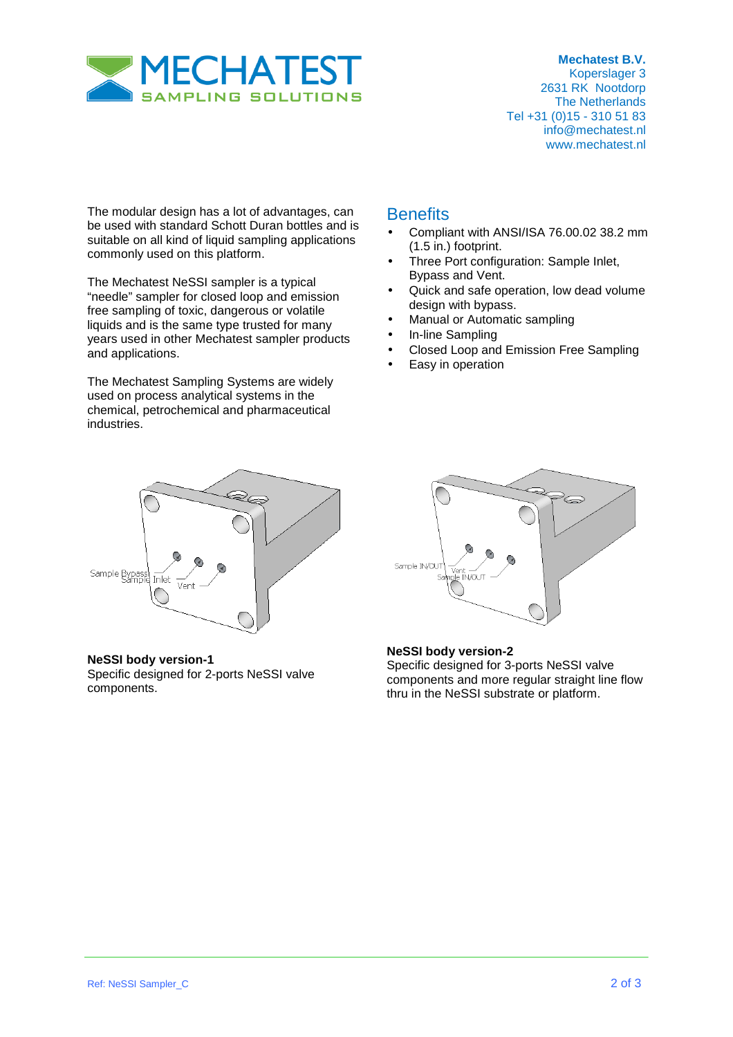The modular design has a lot of advantages, can be used with standard Schott Duran bottles and is suitable on all kind of liquid sampling applications commonly used on this platform.

The Mechatest NeSSI sampler is a typical "needle" sampler for closed loop and emission free sampling of toxic, dangerous or volatile liquids and is the same type trusted for many years used in other Mechatest sampler products and applications.

The Mechatest Sampling Systems are widely used on process analytical systems in the chemical, petrochemical and pharmaceutical industries.

## Benefits

- Compliant with ANSI/ISA 76.00.02 38.2 mm (1.5 in.) footprint.
- Three Port configuration: Sample Inlet, Bypass and Vent.
- Quick and safe operation, low dead volume design with bypass.
- Manual or Automatic sampling
- In-line Sampling
- Closed Loop and Emission Free Sampling
- Easy in operation

**NeSSI body version-1**
Specific designed for 2-ports NeSSI valve components.

**NeSSI body version-2**
Specific designed for 3-ports NeSSI valve components and more regular straight line flow thru in the NeSSI substrate or platform.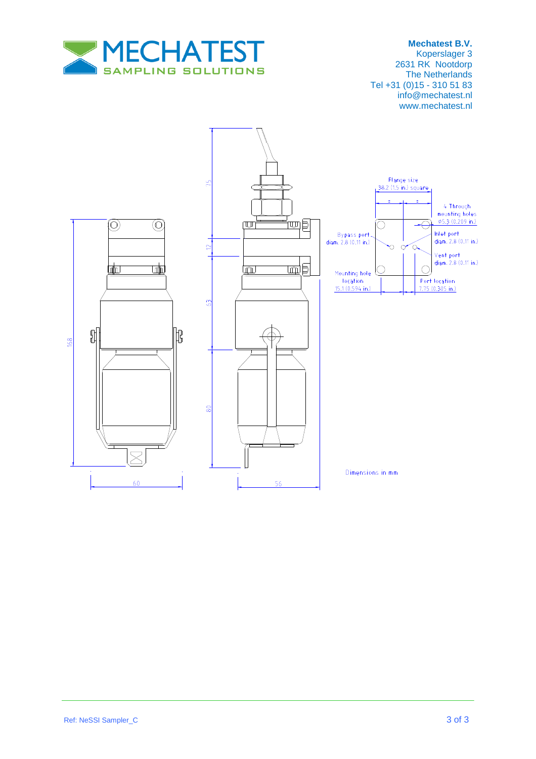**Mechatest B.V.**
Koperslager 3
2631 RK Nootdorp
The Netherlands
Tel +31 (0)15 - 310 51 83
info@mechatest.nl
www.mechatest.nl

75

12

63

80

168

60

56

Flange size
38.2 (1.5 in.) square

=

=

4 Through
mounting holes
ø5.3 (0.209 in.)

Bypass port
diam. 2.8 (0.11 in.)

Inlet port
diam. 2.8 (0.11 in.)

Vent port
diam. 2.8 (0.11 in.)

Mounting hole
location
15.1 (0.594 in.)

Port location
7.75 (0.305 in.)

Dimensions in mm